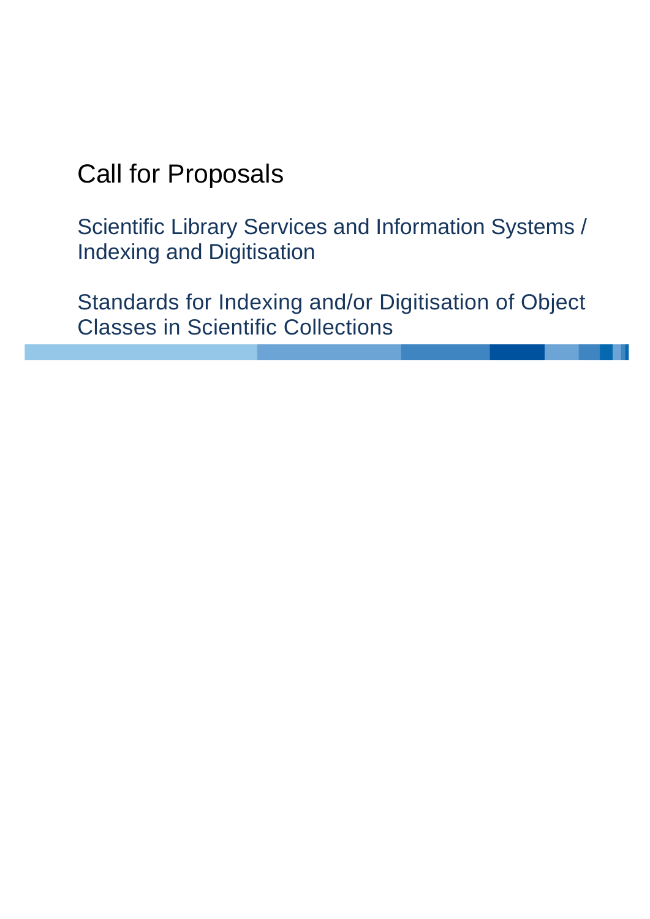# Call for Proposals

## Scientific Library Services and Information Systems / Indexing and Digitisation

## Standards for Indexing and/or Digitisation of Object Classes in Scientific Collections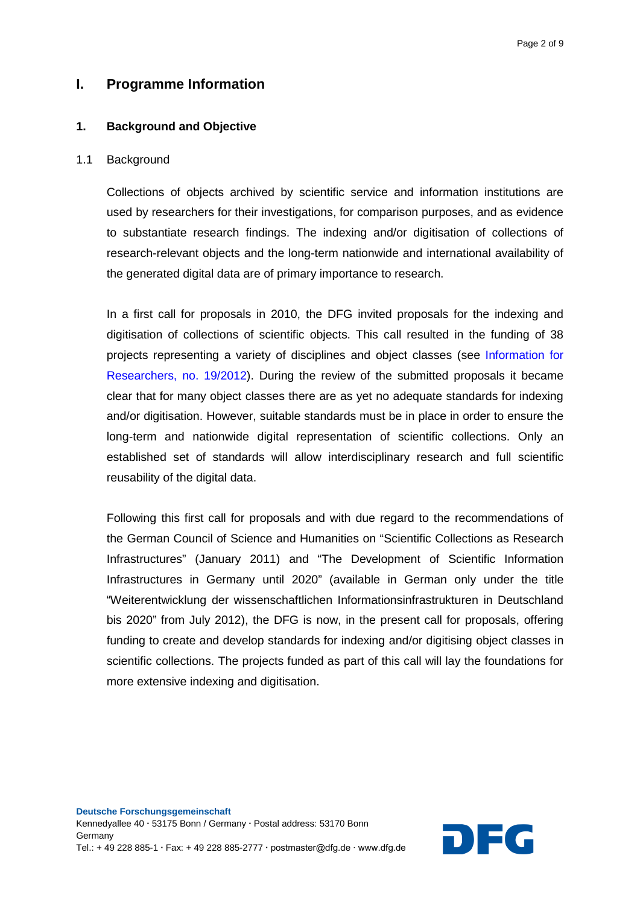# I. Programme Information

## 1. Background and Objective

### 1.1 Background

Collections of objects archived by scientific service and information institutions are used by researchers for their investigations, for comparison purposes, and as evidence to substantiate research findings. The indexing and/or digitisation of collections of research-relevant objects and the long-term nationwide and international availability of the generated digital data are of primary importance to research.

In a first call for proposals in 2010, the DFG invited proposals for the indexing and digitisation of collections of scientific objects. This call resulted in the funding of 38 projects representing a variety of disciplines and object classes (see Information for Researchers, no. 19/2012). During the review of the submitted proposals it became clear that for many object classes there are as yet no adequate standards for indexing and/or digitisation. However, suitable standards must be in place in order to ensure the long-term and nationwide digital representation of scientific collections. Only an established set of standards will allow interdisciplinary research and full scientific reusability of the digital data.

Following this first call for proposals and with due regard to the recommendations of the German Council of Science and Humanities on “Scientific Collections as Research Infrastructures” (January 2011) and “The Development of Scientific Information Infrastructures in Germany until 2020” (available in German only under the title “Weiterentwicklung der wissenschaftlichen Informationsinfrastrukturen in Deutschland bis 2020” from July 2012), the DFG is now, in the present call for proposals, offering funding to create and develop standards for indexing and/or digitising object classes in scientific collections. The projects funded as part of this call will lay the foundations for more extensive indexing and digitisation.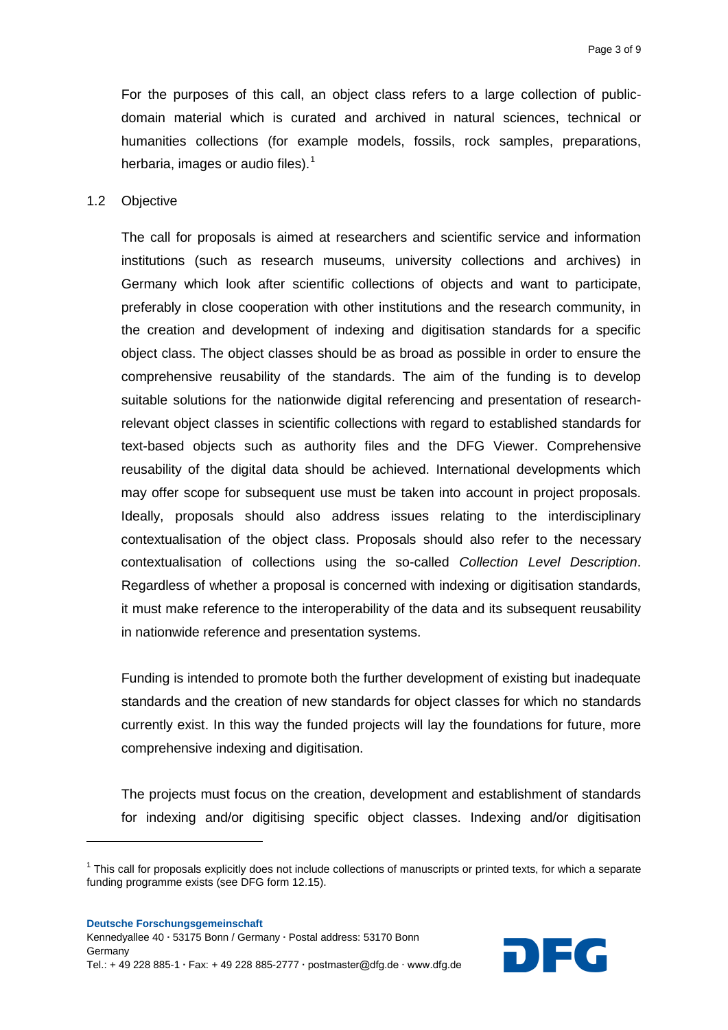For the purposes of this call, an object class refers to a large collection of public-domain material which is curated and archived in natural sciences, technical or humanities collections (for example models, fossils, rock samples, preparations, herbaria, images or audio files).[1]

## 1.2 Objective

The call for proposals is aimed at researchers and scientific service and information institutions (such as research museums, university collections and archives) in Germany which look after scientific collections of objects and want to participate, preferably in close cooperation with other institutions and the research community, in the creation and development of indexing and digitisation standards for a specific object class. The object classes should be as broad as possible in order to ensure the comprehensive reusability of the standards. The aim of the funding is to develop suitable solutions for the nationwide digital referencing and presentation of research-relevant object classes in scientific collections with regard to established standards for text-based objects such as authority files and the DFG Viewer. Comprehensive reusability of the digital data should be achieved. International developments which may offer scope for subsequent use must be taken into account in project proposals. Ideally, proposals should also address issues relating to the interdisciplinary contextualisation of the object class. Proposals should also refer to the necessary contextualisation of collections using the so-called *Collection Level Description*. Regardless of whether a proposal is concerned with indexing or digitisation standards, it must make reference to the interoperability of the data and its subsequent reusability in nationwide reference and presentation systems.

Funding is intended to promote both the further development of existing but inadequate standards and the creation of new standards for object classes for which no standards currently exist. In this way the funded projects will lay the foundations for future, more comprehensive indexing and digitisation.

The projects must focus on the creation, development and establishment of standards for indexing and/or digitising specific object classes. Indexing and/or digitisation

[1] This call for proposals explicitly does not include collections of manuscripts or printed texts, for which a separate funding programme exists (see DFG form 12.15).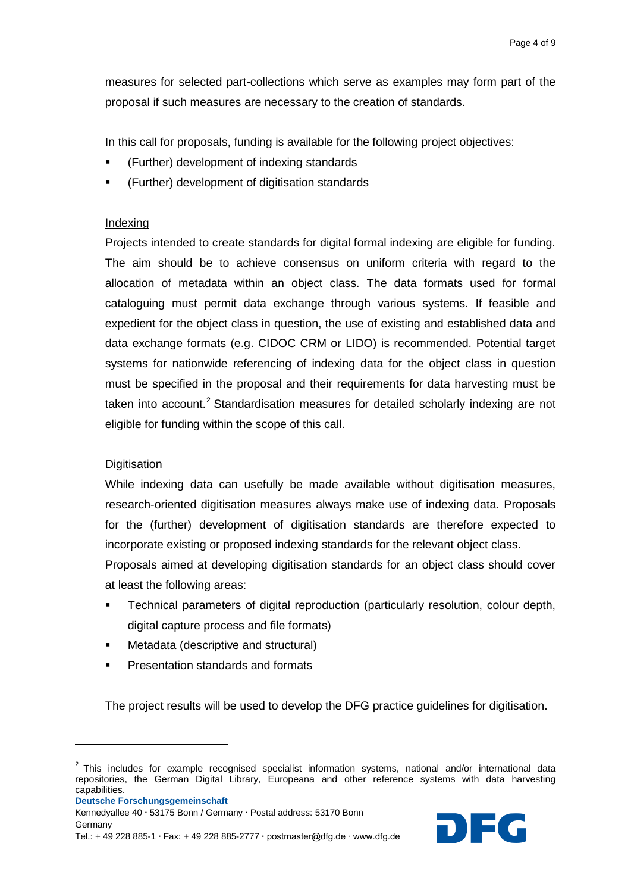measures for selected part-collections which serve as examples may form part of the proposal if such measures are necessary to the creation of standards.

In this call for proposals, funding is available for the following project objectives:

- (Further) development of indexing standards
- (Further) development of digitisation standards

## Indexing

Projects intended to create standards for digital formal indexing are eligible for funding. The aim should be to achieve consensus on uniform criteria with regard to the allocation of metadata within an object class. The data formats used for formal cataloguing must permit data exchange through various systems. If feasible and expedient for the object class in question, the use of existing and established data and data exchange formats (e.g. CIDOC CRM or LIDO) is recommended. Potential target systems for nationwide referencing of indexing data for the object class in question must be specified in the proposal and their requirements for data harvesting must be taken into account.[2] Standardisation measures for detailed scholarly indexing are not eligible for funding within the scope of this call.

## Digitisation

While indexing data can usefully be made available without digitisation measures, research-oriented digitisation measures always make use of indexing data. Proposals for the (further) development of digitisation standards are therefore expected to incorporate existing or proposed indexing standards for the relevant object class.

Proposals aimed at developing digitisation standards for an object class should cover at least the following areas:

- Technical parameters of digital reproduction (particularly resolution, colour depth, digital capture process and file formats)
- Metadata (descriptive and structural)
- Presentation standards and formats

The project results will be used to develop the DFG practice guidelines for digitisation.

---

[2] This includes for example recognised specialist information systems, national and/or international data repositories, the German Digital Library, Europeana and other reference systems with data harvesting capabilities.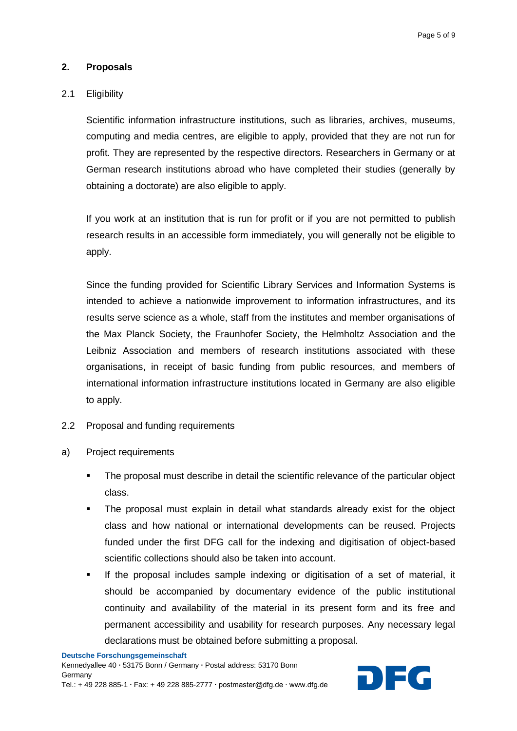## 2. Proposals

### 2.1 Eligibility

Scientific information infrastructure institutions, such as libraries, archives, museums, computing and media centres, are eligible to apply, provided that they are not run for profit. They are represented by the respective directors. Researchers in Germany or at German research institutions abroad who have completed their studies (generally by obtaining a doctorate) are also eligible to apply.

If you work at an institution that is run for profit or if you are not permitted to publish research results in an accessible form immediately, you will generally not be eligible to apply.

Since the funding provided for Scientific Library Services and Information Systems is intended to achieve a nationwide improvement to information infrastructures, and its results serve science as a whole, staff from the institutes and member organisations of the Max Planck Society, the Fraunhofer Society, the Helmholtz Association and the Leibniz Association and members of research institutions associated with these organisations, in receipt of basic funding from public resources, and members of international information infrastructure institutions located in Germany are also eligible to apply.

### 2.2 Proposal and funding requirements

a) Project requirements

- The proposal must describe in detail the scientific relevance of the particular object class.
- The proposal must explain in detail what standards already exist for the object class and how national or international developments can be reused. Projects funded under the first DFG call for the indexing and digitisation of object-based scientific collections should also be taken into account.
- If the proposal includes sample indexing or digitisation of a set of material, it should be accompanied by documentary evidence of the public institutional continuity and availability of the material in its present form and its free and permanent accessibility and usability for research purposes. Any necessary legal declarations must be obtained before submitting a proposal.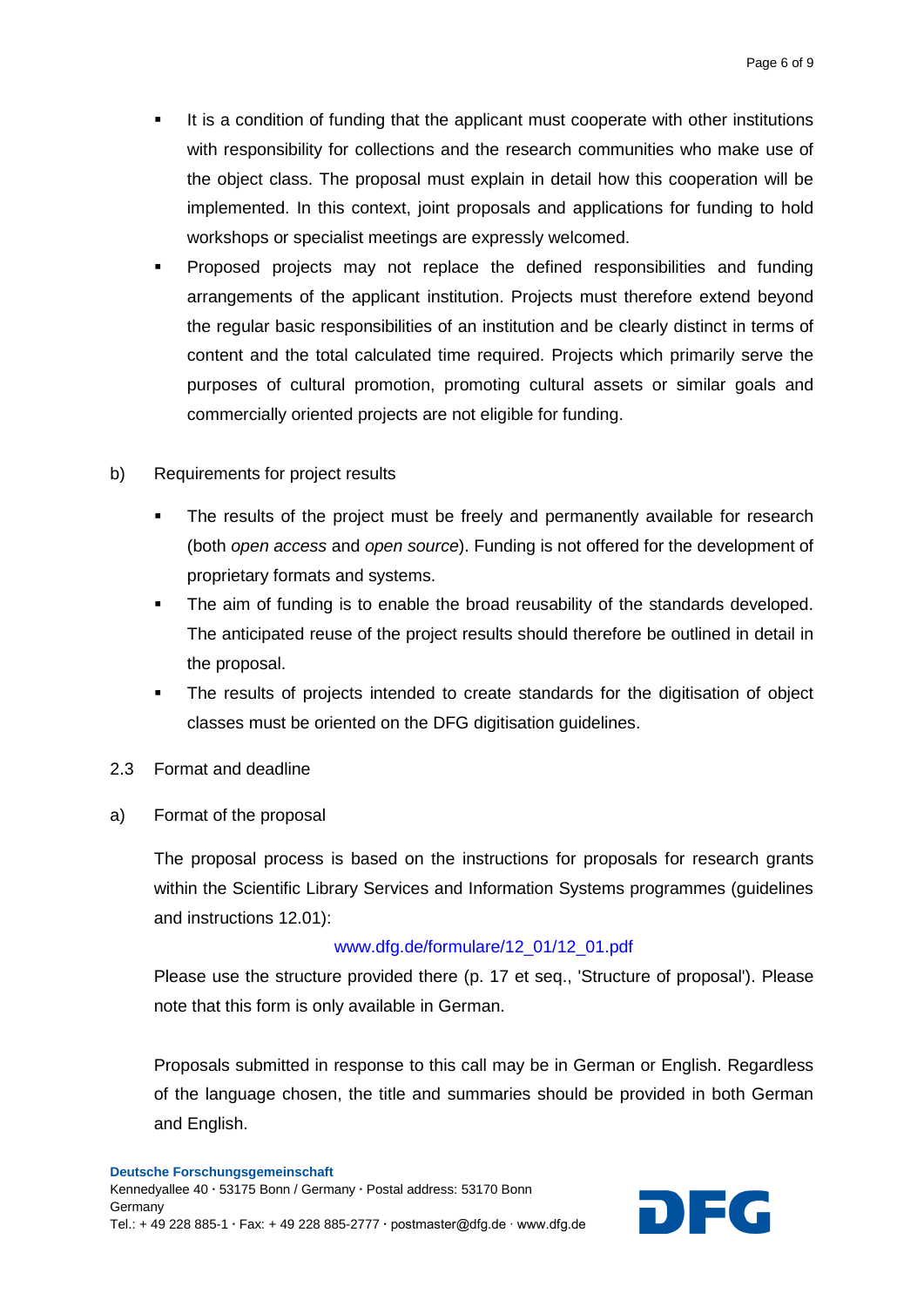- It is a condition of funding that the applicant must cooperate with other institutions with responsibility for collections and the research communities who make use of the object class. The proposal must explain in detail how this cooperation will be implemented. In this context, joint proposals and applications for funding to hold workshops or specialist meetings are expressly welcomed.
- Proposed projects may not replace the defined responsibilities and funding arrangements of the applicant institution. Projects must therefore extend beyond the regular basic responsibilities of an institution and be clearly distinct in terms of content and the total calculated time required. Projects which primarily serve the purposes of cultural promotion, promoting cultural assets or similar goals and commercially oriented projects are not eligible for funding.

b) Requirements for project results

- The results of the project must be freely and permanently available for research (both *open access* and *open source*). Funding is not offered for the development of proprietary formats and systems.
- The aim of funding is to enable the broad reusability of the standards developed. The anticipated reuse of the project results should therefore be outlined in detail in the proposal.
- The results of projects intended to create standards for the digitisation of object classes must be oriented on the DFG digitisation guidelines.

## 2.3 Format and deadline

a) Format of the proposal

The proposal process is based on the instructions for proposals for research grants within the Scientific Library Services and Information Systems programmes (guidelines and instructions 12.01):

www.dfg.de/formulare/12_01/12_01.pdf

Please use the structure provided there (p. 17 et seq., 'Structure of proposal'). Please note that this form is only available in German.

Proposals submitted in response to this call may be in German or English. Regardless of the language chosen, the title and summaries should be provided in both German and English.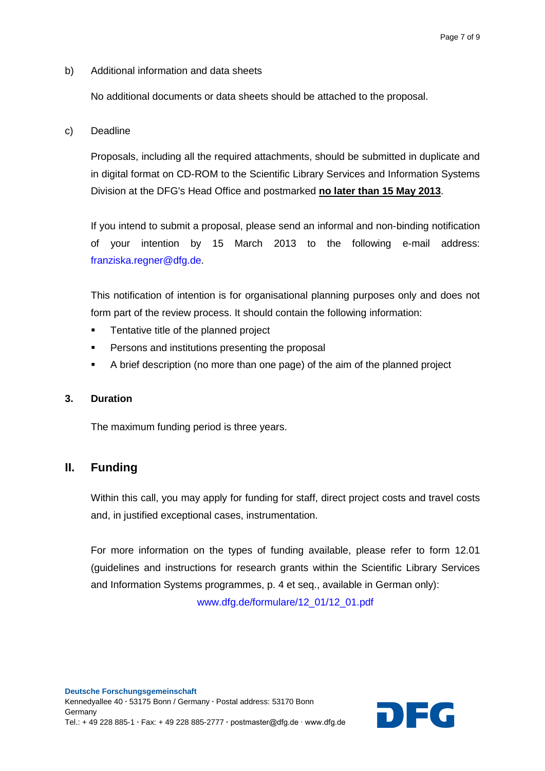b) Additional information and data sheets

No additional documents or data sheets should be attached to the proposal.

c) Deadline

Proposals, including all the required attachments, should be submitted in duplicate and in digital format on CD-ROM to the Scientific Library Services and Information Systems Division at the DFG's Head Office and postmarked **no later than 15 May 2013**.

If you intend to submit a proposal, please send an informal and non-binding notification of your intention by 15 March 2013 to the following e-mail address: franziska.regner@dfg.de.

This notification of intention is for organisational planning purposes only and does not form part of the review process. It should contain the following information:

- Tentative title of the planned project
- Persons and institutions presenting the proposal
- A brief description (no more than one page) of the aim of the planned project

### 3. Duration

The maximum funding period is three years.

## II. Funding

Within this call, you may apply for funding for staff, direct project costs and travel costs and, in justified exceptional cases, instrumentation.

For more information on the types of funding available, please refer to form 12.01 (guidelines and instructions for research grants within the Scientific Library Services and Information Systems programmes, p. 4 et seq., available in German only): www.dfg.de/formulare/12_01/12_01.pdf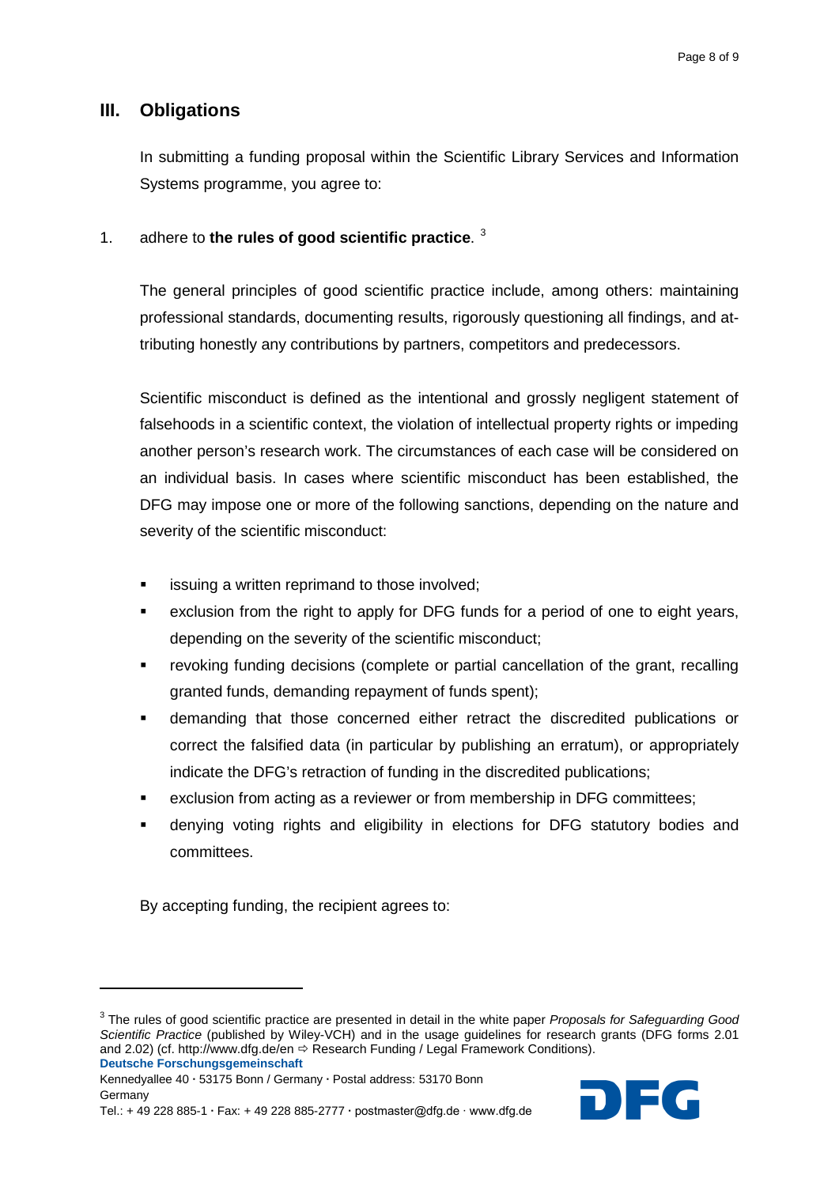## III. Obligations

In submitting a funding proposal within the Scientific Library Services and Information Systems programme, you agree to:

1. adhere to **the rules of good scientific practice**. [3]

The general principles of good scientific practice include, among others: maintaining professional standards, documenting results, rigorously questioning all findings, and attributing honestly any contributions by partners, competitors and predecessors.

Scientific misconduct is defined as the intentional and grossly negligent statement of falsehoods in a scientific context, the violation of intellectual property rights or impeding another person's research work. The circumstances of each case will be considered on an individual basis. In cases where scientific misconduct has been established, the DFG may impose one or more of the following sanctions, depending on the nature and severity of the scientific misconduct:

- issuing a written reprimand to those involved;
- exclusion from the right to apply for DFG funds for a period of one to eight years, depending on the severity of the scientific misconduct;
- revoking funding decisions (complete or partial cancellation of the grant, recalling granted funds, demanding repayment of funds spent);
- demanding that those concerned either retract the discredited publications or correct the falsified data (in particular by publishing an erratum), or appropriately indicate the DFG's retraction of funding in the discredited publications;
- exclusion from acting as a reviewer or from membership in DFG committees;
- denying voting rights and eligibility in elections for DFG statutory bodies and committees.

By accepting funding, the recipient agrees to:

---

[3] The rules of good scientific practice are presented in detail in the white paper *Proposals for Safeguarding Good Scientific Practice* (published by Wiley-VCH) and in the usage guidelines for research grants (DFG forms 2.01 and 2.02) (cf. http://www.dfg.de/en ⇨ Research Funding / Legal Framework Conditions).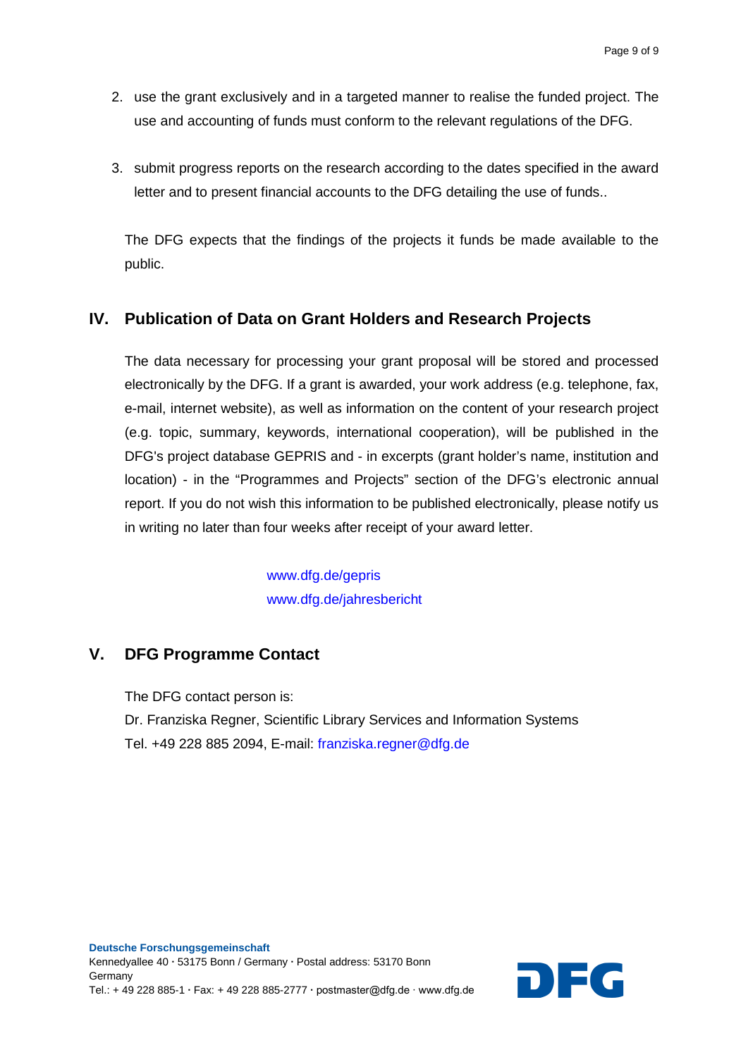2. use the grant exclusively and in a targeted manner to realise the funded project. The use and accounting of funds must conform to the relevant regulations of the DFG.

3. submit progress reports on the research according to the dates specified in the award letter and to present financial accounts to the DFG detailing the use of funds..

The DFG expects that the findings of the projects it funds be made available to the public.

## IV. Publication of Data on Grant Holders and Research Projects

The data necessary for processing your grant proposal will be stored and processed electronically by the DFG. If a grant is awarded, your work address (e.g. telephone, fax, e-mail, internet website), as well as information on the content of your research project (e.g. topic, summary, keywords, international cooperation), will be published in the DFG's project database GEPRIS and - in excerpts (grant holder's name, institution and location) - in the “Programmes and Projects” section of the DFG's electronic annual report. If you do not wish this information to be published electronically, please notify us in writing no later than four weeks after receipt of your award letter.

www.dfg.de/gepris
www.dfg.de/jahresbericht

## V. DFG Programme Contact

The DFG contact person is:
Dr. Franziska Regner, Scientific Library Services and Information Systems
Tel. +49 228 885 2094, E-mail: franziska.regner@dfg.de

**Deutsche Forschungsgemeinschaft**
Kennedyallee 40 · 53175 Bonn / Germany · Postal address: 53170 Bonn Germany
Tel.: + 49 228 885-1 · Fax: + 49 228 885-2777 · postmaster@dfg.de · www.dfg.de